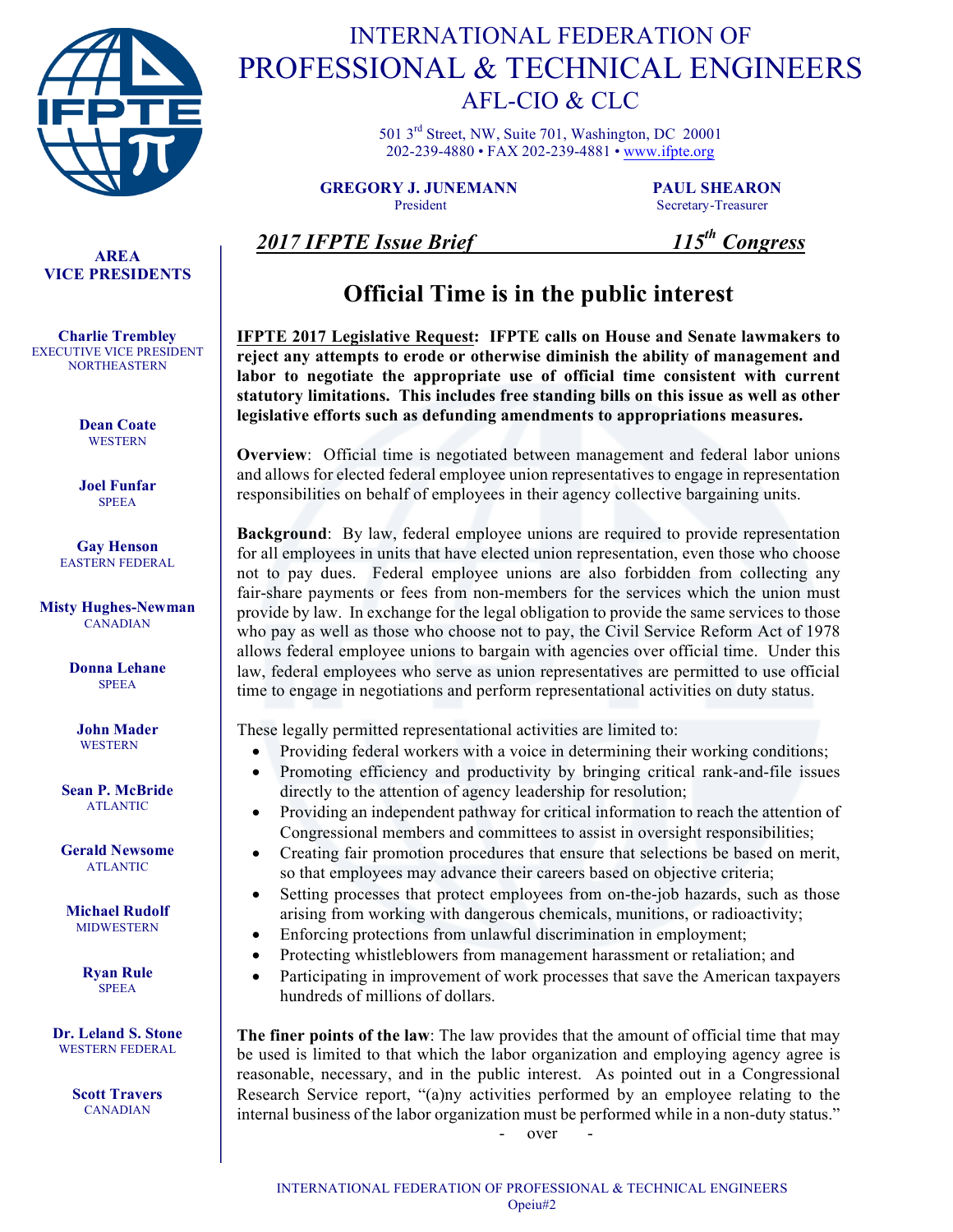# INTERNATIONAL FEDERATION OF PROFESSIONAL & TECHNICAL ENGINEERS

AFL-CIO & CLC

501 3rd Street, NW, Suite 701, Washington, DC 20001
202-239-4880 • FAX 202-239-4881 • www.ifpte.org

**GREGORY J. JUNEMANN**
President

**PAUL SHEARON**
Secretary-Treasurer

**AREA VICE PRESIDENTS**

**Charlie Trembley**
EXECUTIVE VICE PRESIDENT
NORTHEASTERN

**Dean Coate**
WESTERN

**Joel Funfar**
SPEEA

**Gay Henson**
EASTERN FEDERAL

**Misty Hughes-Newman**
CANADIAN

**Donna Lehane**
SPEEA

**John Mader**
WESTERN

**Sean P. McBride**
ATLANTIC

**Gerald Newsome**
ATLANTIC

**Michael Rudolf**
MIDWESTERN

**Ryan Rule**
SPEEA

**Dr. Leland S. Stone**
WESTERN FEDERAL

**Scott Travers**
CANADIAN

***2017 IFPTE Issue Brief*** ***115th Congress***

## Official Time is in the public interest

**IFPTE 2017 Legislative Request: IFPTE calls on House and Senate lawmakers to reject any attempts to erode or otherwise diminish the ability of management and labor to negotiate the appropriate use of official time consistent with current statutory limitations. This includes free standing bills on this issue as well as other legislative efforts such as defunding amendments to appropriations measures.**

**Overview**: Official time is negotiated between management and federal labor unions and allows for elected federal employee union representatives to engage in representation responsibilities on behalf of employees in their agency collective bargaining units.

**Background**: By law, federal employee unions are required to provide representation for all employees in units that have elected union representation, even those who choose not to pay dues. Federal employee unions are also forbidden from collecting any fair-share payments or fees from non-members for the services which the union must provide by law. In exchange for the legal obligation to provide the same services to those who pay as well as those who choose not to pay, the Civil Service Reform Act of 1978 allows federal employee unions to bargain with agencies over official time. Under this law, federal employees who serve as union representatives are permitted to use official time to engage in negotiations and perform representational activities on duty status.

These legally permitted representational activities are limited to:

- Providing federal workers with a voice in determining their working conditions;
- Promoting efficiency and productivity by bringing critical rank-and-file issues directly to the attention of agency leadership for resolution;
- Providing an independent pathway for critical information to reach the attention of Congressional members and committees to assist in oversight responsibilities;
- Creating fair promotion procedures that ensure that selections be based on merit, so that employees may advance their careers based on objective criteria;
- Setting processes that protect employees from on-the-job hazards, such as those arising from working with dangerous chemicals, munitions, or radioactivity;
- Enforcing protections from unlawful discrimination in employment;
- Protecting whistleblowers from management harassment or retaliation; and
- Participating in improvement of work processes that save the American taxpayers hundreds of millions of dollars.

**The finer points of the law**: The law provides that the amount of official time that may be used is limited to that which the labor organization and employing agency agree is reasonable, necessary, and in the public interest. As pointed out in a Congressional Research Service report, "(a)ny activities performed by an employee relating to the internal business of the labor organization must be performed while in a non-duty status."

\- over -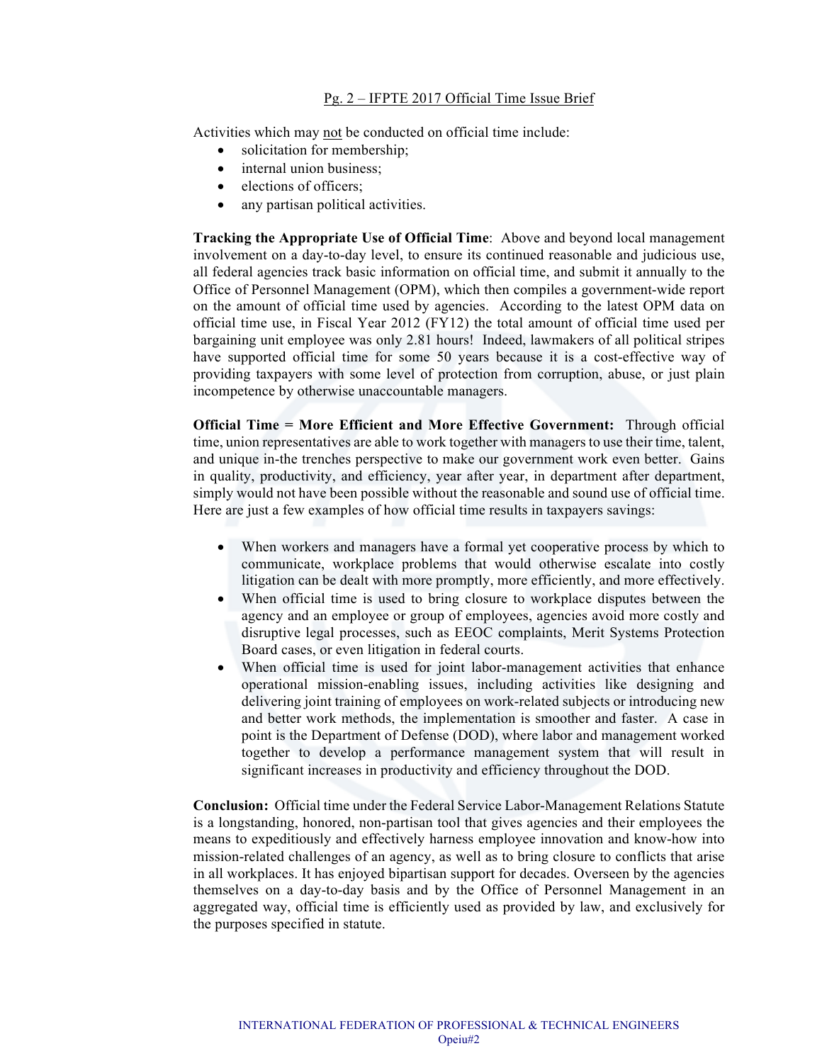Activities which may not be conducted on official time include:

- solicitation for membership;
- internal union business;
- elections of officers;
- any partisan political activities.

**Tracking the Appropriate Use of Official Time**: Above and beyond local management involvement on a day-to-day level, to ensure its continued reasonable and judicious use, all federal agencies track basic information on official time, and submit it annually to the Office of Personnel Management (OPM), which then compiles a government-wide report on the amount of official time used by agencies. According to the latest OPM data on official time use, in Fiscal Year 2012 (FY12) the total amount of official time used per bargaining unit employee was only 2.81 hours! Indeed, lawmakers of all political stripes have supported official time for some 50 years because it is a cost-effective way of providing taxpayers with some level of protection from corruption, abuse, or just plain incompetence by otherwise unaccountable managers.

**Official Time = More Efficient and More Effective Government:** Through official time, union representatives are able to work together with managers to use their time, talent, and unique in-the trenches perspective to make our government work even better. Gains in quality, productivity, and efficiency, year after year, in department after department, simply would not have been possible without the reasonable and sound use of official time. Here are just a few examples of how official time results in taxpayers savings:

- When workers and managers have a formal yet cooperative process by which to communicate, workplace problems that would otherwise escalate into costly litigation can be dealt with more promptly, more efficiently, and more effectively.
- When official time is used to bring closure to workplace disputes between the agency and an employee or group of employees, agencies avoid more costly and disruptive legal processes, such as EEOC complaints, Merit Systems Protection Board cases, or even litigation in federal courts.
- When official time is used for joint labor-management activities that enhance operational mission-enabling issues, including activities like designing and delivering joint training of employees on work-related subjects or introducing new and better work methods, the implementation is smoother and faster. A case in point is the Department of Defense (DOD), where labor and management worked together to develop a performance management system that will result in significant increases in productivity and efficiency throughout the DOD.

**Conclusion:** Official time under the Federal Service Labor-Management Relations Statute is a longstanding, honored, non-partisan tool that gives agencies and their employees the means to expeditiously and effectively harness employee innovation and know-how into mission-related challenges of an agency, as well as to bring closure to conflicts that arise in all workplaces. It has enjoyed bipartisan support for decades. Overseen by the agencies themselves on a day-to-day basis and by the Office of Personnel Management in an aggregated way, official time is efficiently used as provided by law, and exclusively for the purposes specified in statute.